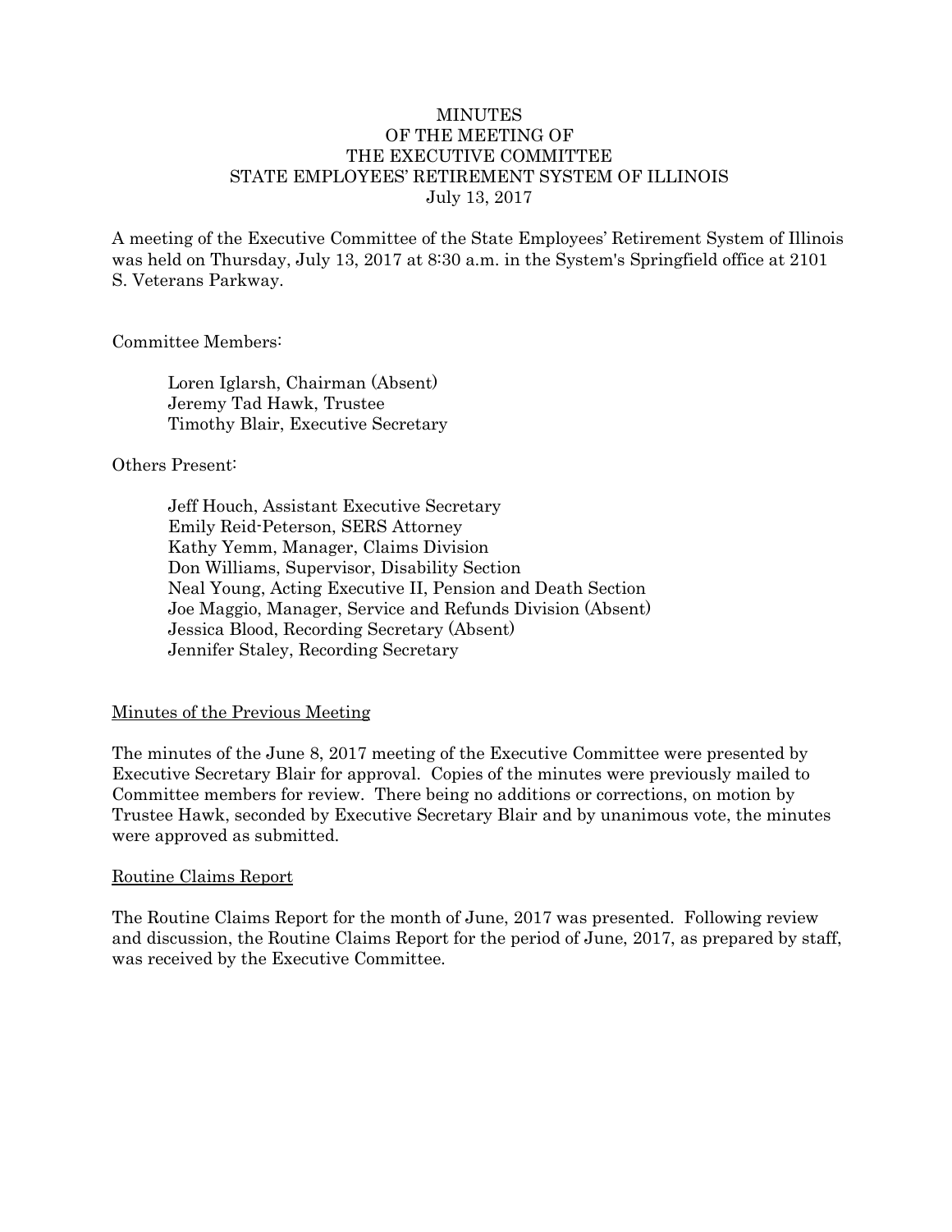# MINUTES
## OF THE MEETING OF
## THE EXECUTIVE COMMITTEE
## STATE EMPLOYEES' RETIREMENT SYSTEM OF ILLINOIS
### July 13, 2017

A meeting of the Executive Committee of the State Employees' Retirement System of Illinois was held on Thursday, July 13, 2017 at 8:30 a.m. in the System's Springfield office at 2101 S. Veterans Parkway.

Committee Members:

Loren Iglarsh, Chairman (Absent)
Jeremy Tad Hawk, Trustee
Timothy Blair, Executive Secretary

Others Present:

Jeff Houch, Assistant Executive Secretary
Emily Reid-Peterson, SERS Attorney
Kathy Yemm, Manager, Claims Division
Don Williams, Supervisor, Disability Section
Neal Young, Acting Executive II, Pension and Death Section
Joe Maggio, Manager, Service and Refunds Division (Absent)
Jessica Blood, Recording Secretary (Absent)
Jennifer Staley, Recording Secretary

Minutes of the Previous Meeting

The minutes of the June 8, 2017 meeting of the Executive Committee were presented by Executive Secretary Blair for approval. Copies of the minutes were previously mailed to Committee members for review. There being no additions or corrections, on motion by Trustee Hawk, seconded by Executive Secretary Blair and by unanimous vote, the minutes were approved as submitted.

Routine Claims Report

The Routine Claims Report for the month of June, 2017 was presented. Following review and discussion, the Routine Claims Report for the period of June, 2017, as prepared by staff, was received by the Executive Committee.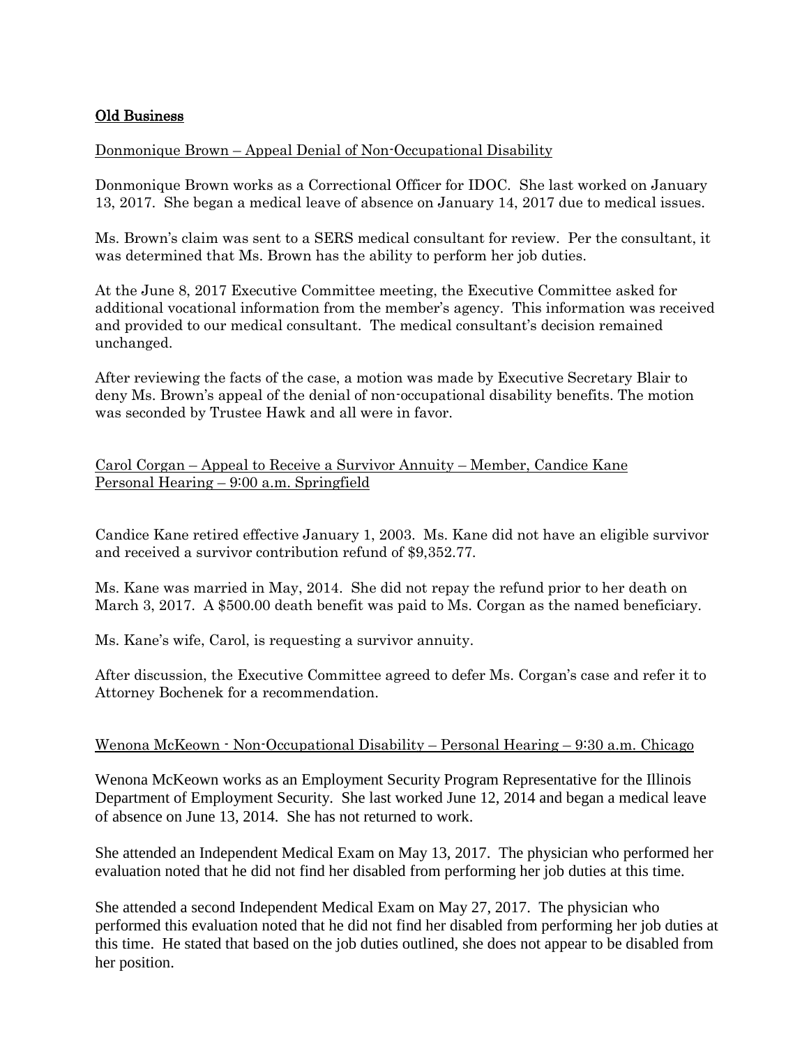## Old Business

Donmonique Brown – Appeal Denial of Non-Occupational Disability

Donmonique Brown works as a Correctional Officer for IDOC. She last worked on January 13, 2017. She began a medical leave of absence on January 14, 2017 due to medical issues.

Ms. Brown's claim was sent to a SERS medical consultant for review. Per the consultant, it was determined that Ms. Brown has the ability to perform her job duties.

At the June 8, 2017 Executive Committee meeting, the Executive Committee asked for additional vocational information from the member's agency. This information was received and provided to our medical consultant. The medical consultant's decision remained unchanged.

After reviewing the facts of the case, a motion was made by Executive Secretary Blair to deny Ms. Brown's appeal of the denial of non-occupational disability benefits. The motion was seconded by Trustee Hawk and all were in favor.

Carol Corgan – Appeal to Receive a Survivor Annuity – Member, Candice Kane
Personal Hearing – 9:00 a.m. Springfield

Candice Kane retired effective January 1, 2003. Ms. Kane did not have an eligible survivor and received a survivor contribution refund of $9,352.77.

Ms. Kane was married in May, 2014. She did not repay the refund prior to her death on March 3, 2017. A $500.00 death benefit was paid to Ms. Corgan as the named beneficiary.

Ms. Kane's wife, Carol, is requesting a survivor annuity.

After discussion, the Executive Committee agreed to defer Ms. Corgan's case and refer it to Attorney Bochenek for a recommendation.

Wenona McKeown - Non-Occupational Disability – Personal Hearing – 9:30 a.m. Chicago

Wenona McKeown works as an Employment Security Program Representative for the Illinois Department of Employment Security. She last worked June 12, 2014 and began a medical leave of absence on June 13, 2014. She has not returned to work.

She attended an Independent Medical Exam on May 13, 2017. The physician who performed her evaluation noted that he did not find her disabled from performing her job duties at this time.

She attended a second Independent Medical Exam on May 27, 2017. The physician who performed this evaluation noted that he did not find her disabled from performing her job duties at this time. He stated that based on the job duties outlined, she does not appear to be disabled from her position.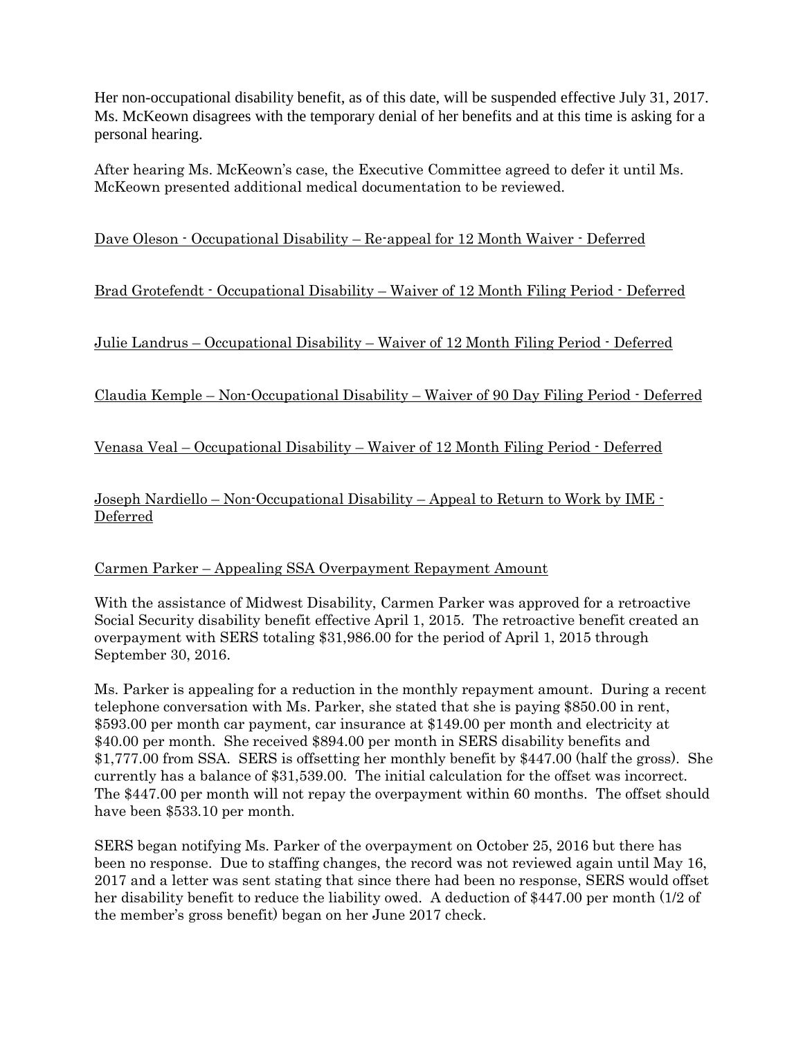Her non-occupational disability benefit, as of this date, will be suspended effective July 31, 2017. Ms. McKeown disagrees with the temporary denial of her benefits and at this time is asking for a personal hearing.

After hearing Ms. McKeown's case, the Executive Committee agreed to defer it until Ms. McKeown presented additional medical documentation to be reviewed.

<u>Dave Oleson - Occupational Disability – Re-appeal for 12 Month Waiver - Deferred</u>

<u>Brad Grotefendt - Occupational Disability – Waiver of 12 Month Filing Period - Deferred</u>

<u>Julie Landrus – Occupational Disability – Waiver of 12 Month Filing Period - Deferred</u>

<u>Claudia Kemple – Non-Occupational Disability – Waiver of 90 Day Filing Period - Deferred</u>

<u>Venasa Veal – Occupational Disability – Waiver of 12 Month Filing Period - Deferred</u>

<u>Joseph Nardiello – Non-Occupational Disability – Appeal to Return to Work by IME - Deferred</u>

<u>Carmen Parker – Appealing SSA Overpayment Repayment Amount</u>

With the assistance of Midwest Disability, Carmen Parker was approved for a retroactive Social Security disability benefit effective April 1, 2015. The retroactive benefit created an overpayment with SERS totaling $31,986.00 for the period of April 1, 2015 through September 30, 2016.

Ms. Parker is appealing for a reduction in the monthly repayment amount. During a recent telephone conversation with Ms. Parker, she stated that she is paying $850.00 in rent, $593.00 per month car payment, car insurance at $149.00 per month and electricity at $40.00 per month. She received $894.00 per month in SERS disability benefits and $1,777.00 from SSA. SERS is offsetting her monthly benefit by $447.00 (half the gross). She currently has a balance of $31,539.00. The initial calculation for the offset was incorrect. The $447.00 per month will not repay the overpayment within 60 months. The offset should have been $533.10 per month.

SERS began notifying Ms. Parker of the overpayment on October 25, 2016 but there has been no response. Due to staffing changes, the record was not reviewed again until May 16, 2017 and a letter was sent stating that since there had been no response, SERS would offset her disability benefit to reduce the liability owed. A deduction of $447.00 per month (1/2 of the member's gross benefit) began on her June 2017 check.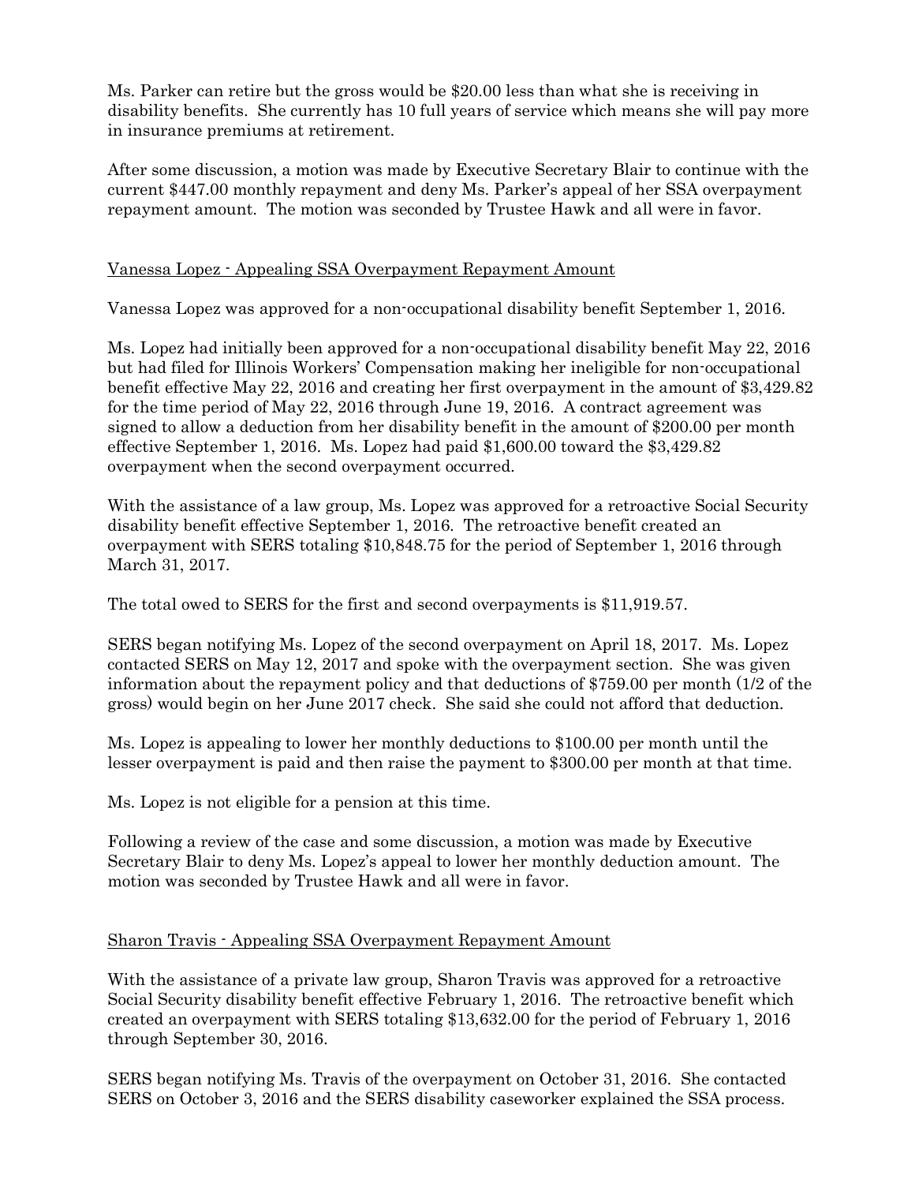Ms. Parker can retire but the gross would be $20.00 less than what she is receiving in disability benefits. She currently has 10 full years of service which means she will pay more in insurance premiums at retirement.

After some discussion, a motion was made by Executive Secretary Blair to continue with the current $447.00 monthly repayment and deny Ms. Parker's appeal of her SSA overpayment repayment amount. The motion was seconded by Trustee Hawk and all were in favor.

<u>Vanessa Lopez - Appealing SSA Overpayment Repayment Amount</u>

Vanessa Lopez was approved for a non-occupational disability benefit September 1, 2016.

Ms. Lopez had initially been approved for a non-occupational disability benefit May 22, 2016 but had filed for Illinois Workers' Compensation making her ineligible for non-occupational benefit effective May 22, 2016 and creating her first overpayment in the amount of $3,429.82 for the time period of May 22, 2016 through June 19, 2016. A contract agreement was signed to allow a deduction from her disability benefit in the amount of $200.00 per month effective September 1, 2016. Ms. Lopez had paid $1,600.00 toward the $3,429.82 overpayment when the second overpayment occurred.

With the assistance of a law group, Ms. Lopez was approved for a retroactive Social Security disability benefit effective September 1, 2016. The retroactive benefit created an overpayment with SERS totaling $10,848.75 for the period of September 1, 2016 through March 31, 2017.

The total owed to SERS for the first and second overpayments is $11,919.57.

SERS began notifying Ms. Lopez of the second overpayment on April 18, 2017. Ms. Lopez contacted SERS on May 12, 2017 and spoke with the overpayment section. She was given information about the repayment policy and that deductions of $759.00 per month (1/2 of the gross) would begin on her June 2017 check. She said she could not afford that deduction.

Ms. Lopez is appealing to lower her monthly deductions to $100.00 per month until the lesser overpayment is paid and then raise the payment to $300.00 per month at that time.

Ms. Lopez is not eligible for a pension at this time.

Following a review of the case and some discussion, a motion was made by Executive Secretary Blair to deny Ms. Lopez's appeal to lower her monthly deduction amount. The motion was seconded by Trustee Hawk and all were in favor.

<u>Sharon Travis - Appealing SSA Overpayment Repayment Amount</u>

With the assistance of a private law group, Sharon Travis was approved for a retroactive Social Security disability benefit effective February 1, 2016. The retroactive benefit which created an overpayment with SERS totaling $13,632.00 for the period of February 1, 2016 through September 30, 2016.

SERS began notifying Ms. Travis of the overpayment on October 31, 2016. She contacted SERS on October 3, 2016 and the SERS disability caseworker explained the SSA process.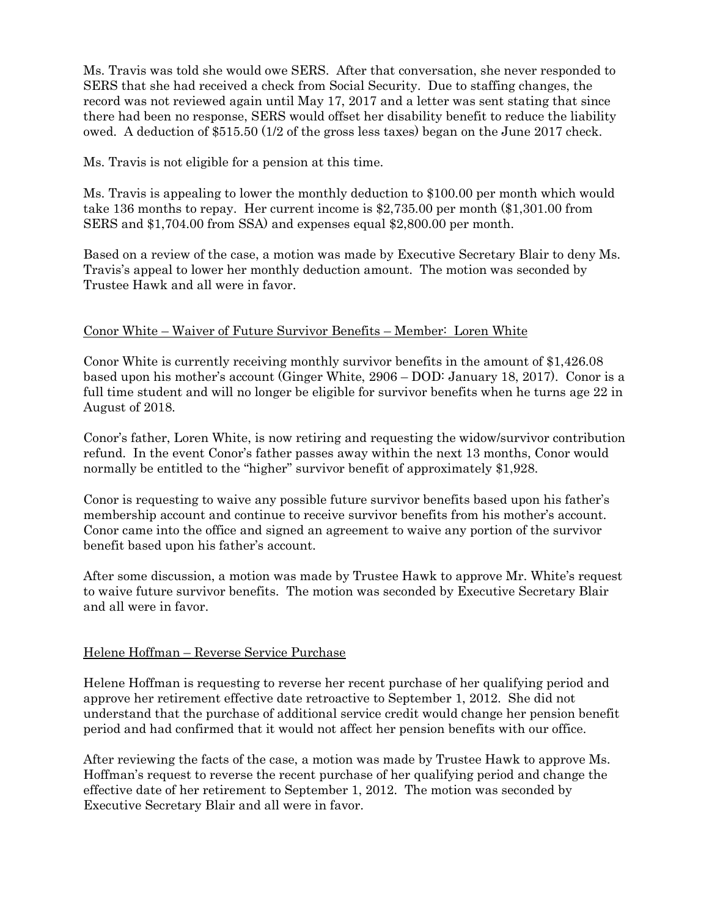Ms. Travis was told she would owe SERS. After that conversation, she never responded to SERS that she had received a check from Social Security. Due to staffing changes, the record was not reviewed again until May 17, 2017 and a letter was sent stating that since there had been no response, SERS would offset her disability benefit to reduce the liability owed. A deduction of $515.50 (1/2 of the gross less taxes) began on the June 2017 check.

Ms. Travis is not eligible for a pension at this time.

Ms. Travis is appealing to lower the monthly deduction to $100.00 per month which would take 136 months to repay. Her current income is $2,735.00 per month ($1,301.00 from SERS and $1,704.00 from SSA) and expenses equal $2,800.00 per month.

Based on a review of the case, a motion was made by Executive Secretary Blair to deny Ms. Travis's appeal to lower her monthly deduction amount. The motion was seconded by Trustee Hawk and all were in favor.

<u>Conor White – Waiver of Future Survivor Benefits – Member: Loren White</u>

Conor White is currently receiving monthly survivor benefits in the amount of $1,426.08 based upon his mother's account (Ginger White, 2906 – DOD: January 18, 2017). Conor is a full time student and will no longer be eligible for survivor benefits when he turns age 22 in August of 2018.

Conor's father, Loren White, is now retiring and requesting the widow/survivor contribution refund. In the event Conor's father passes away within the next 13 months, Conor would normally be entitled to the "higher" survivor benefit of approximately $1,928.

Conor is requesting to waive any possible future survivor benefits based upon his father's membership account and continue to receive survivor benefits from his mother's account. Conor came into the office and signed an agreement to waive any portion of the survivor benefit based upon his father's account.

After some discussion, a motion was made by Trustee Hawk to approve Mr. White's request to waive future survivor benefits. The motion was seconded by Executive Secretary Blair and all were in favor.

<u>Helene Hoffman – Reverse Service Purchase</u>

Helene Hoffman is requesting to reverse her recent purchase of her qualifying period and approve her retirement effective date retroactive to September 1, 2012. She did not understand that the purchase of additional service credit would change her pension benefit period and had confirmed that it would not affect her pension benefits with our office.

After reviewing the facts of the case, a motion was made by Trustee Hawk to approve Ms. Hoffman's request to reverse the recent purchase of her qualifying period and change the effective date of her retirement to September 1, 2012. The motion was seconded by Executive Secretary Blair and all were in favor.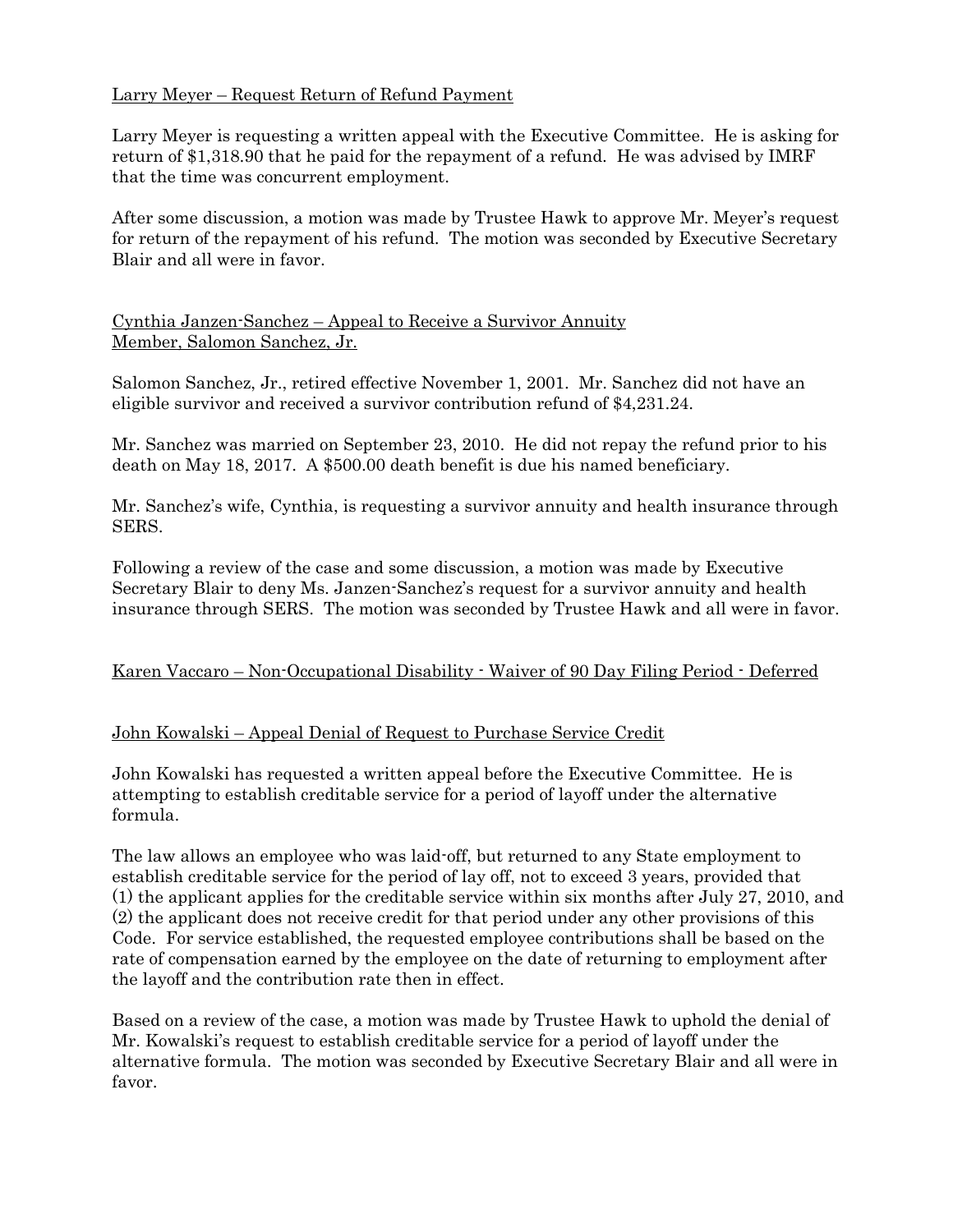Larry Meyer – Request Return of Refund Payment

Larry Meyer is requesting a written appeal with the Executive Committee. He is asking for return of $1,318.90 that he paid for the repayment of a refund. He was advised by IMRF that the time was concurrent employment.

After some discussion, a motion was made by Trustee Hawk to approve Mr. Meyer's request for return of the repayment of his refund. The motion was seconded by Executive Secretary Blair and all were in favor.

Cynthia Janzen-Sanchez – Appeal to Receive a Survivor Annuity
Member, Salomon Sanchez, Jr.

Salomon Sanchez, Jr., retired effective November 1, 2001. Mr. Sanchez did not have an eligible survivor and received a survivor contribution refund of $4,231.24.

Mr. Sanchez was married on September 23, 2010. He did not repay the refund prior to his death on May 18, 2017. A $500.00 death benefit is due his named beneficiary.

Mr. Sanchez's wife, Cynthia, is requesting a survivor annuity and health insurance through SERS.

Following a review of the case and some discussion, a motion was made by Executive Secretary Blair to deny Ms. Janzen-Sanchez's request for a survivor annuity and health insurance through SERS. The motion was seconded by Trustee Hawk and all were in favor.

Karen Vaccaro – Non-Occupational Disability - Waiver of 90 Day Filing Period - Deferred

John Kowalski – Appeal Denial of Request to Purchase Service Credit

John Kowalski has requested a written appeal before the Executive Committee. He is attempting to establish creditable service for a period of layoff under the alternative formula.

The law allows an employee who was laid-off, but returned to any State employment to establish creditable service for the period of lay off, not to exceed 3 years, provided that (1) the applicant applies for the creditable service within six months after July 27, 2010, and (2) the applicant does not receive credit for that period under any other provisions of this Code. For service established, the requested employee contributions shall be based on the rate of compensation earned by the employee on the date of returning to employment after the layoff and the contribution rate then in effect.

Based on a review of the case, a motion was made by Trustee Hawk to uphold the denial of Mr. Kowalski's request to establish creditable service for a period of layoff under the alternative formula. The motion was seconded by Executive Secretary Blair and all were in favor.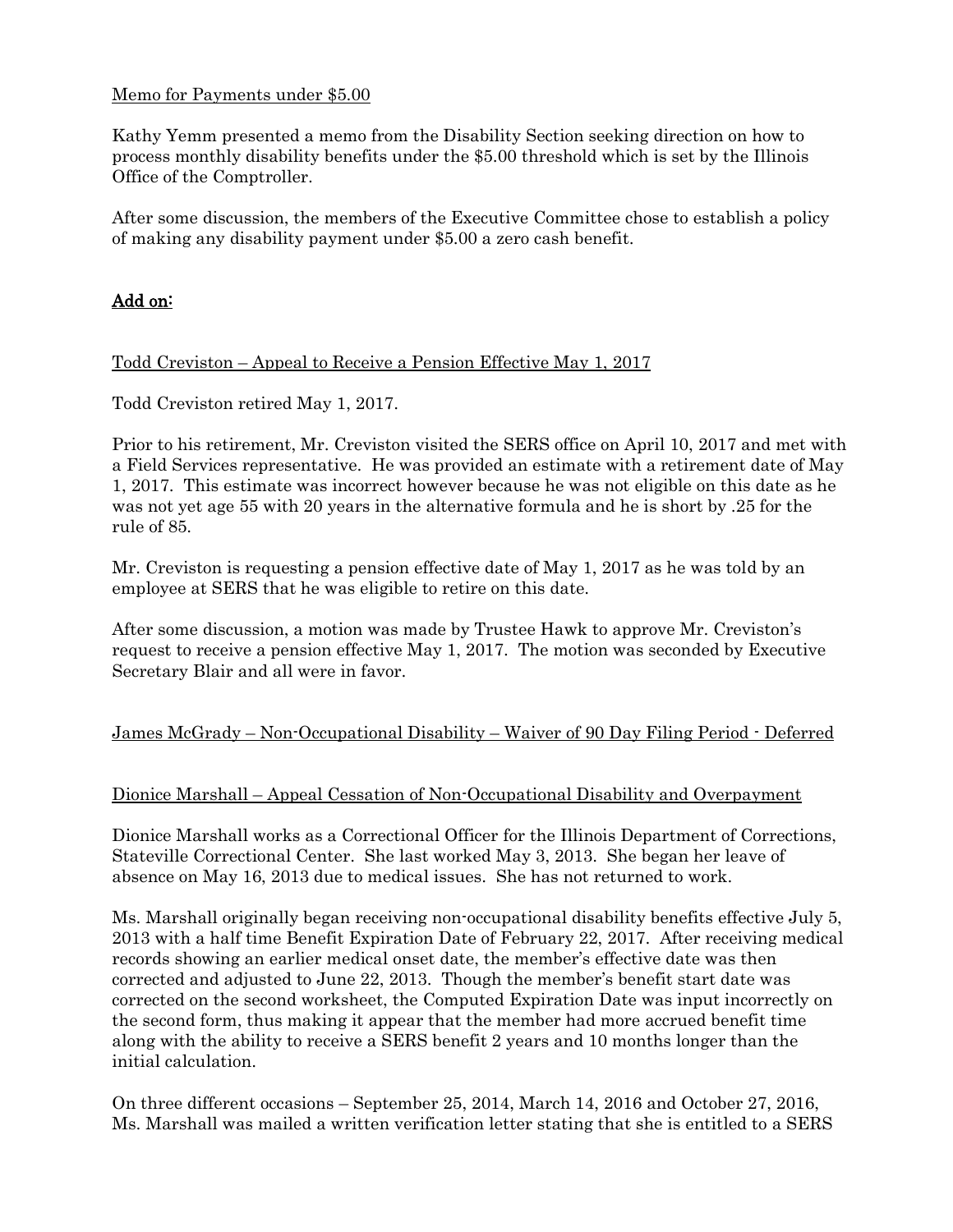Memo for Payments under $5.00

Kathy Yemm presented a memo from the Disability Section seeking direction on how to process monthly disability benefits under the $5.00 threshold which is set by the Illinois Office of the Comptroller.

After some discussion, the members of the Executive Committee chose to establish a policy of making any disability payment under $5.00 a zero cash benefit.

## Add on:

Todd Creviston – Appeal to Receive a Pension Effective May 1, 2017

Todd Creviston retired May 1, 2017.

Prior to his retirement, Mr. Creviston visited the SERS office on April 10, 2017 and met with a Field Services representative. He was provided an estimate with a retirement date of May 1, 2017. This estimate was incorrect however because he was not eligible on this date as he was not yet age 55 with 20 years in the alternative formula and he is short by .25 for the rule of 85.

Mr. Creviston is requesting a pension effective date of May 1, 2017 as he was told by an employee at SERS that he was eligible to retire on this date.

After some discussion, a motion was made by Trustee Hawk to approve Mr. Creviston's request to receive a pension effective May 1, 2017. The motion was seconded by Executive Secretary Blair and all were in favor.

James McGrady – Non-Occupational Disability – Waiver of 90 Day Filing Period - Deferred

Dionice Marshall – Appeal Cessation of Non-Occupational Disability and Overpayment

Dionice Marshall works as a Correctional Officer for the Illinois Department of Corrections, Stateville Correctional Center. She last worked May 3, 2013. She began her leave of absence on May 16, 2013 due to medical issues. She has not returned to work.

Ms. Marshall originally began receiving non-occupational disability benefits effective July 5, 2013 with a half time Benefit Expiration Date of February 22, 2017. After receiving medical records showing an earlier medical onset date, the member's effective date was then corrected and adjusted to June 22, 2013. Though the member's benefit start date was corrected on the second worksheet, the Computed Expiration Date was input incorrectly on the second form, thus making it appear that the member had more accrued benefit time along with the ability to receive a SERS benefit 2 years and 10 months longer than the initial calculation.

On three different occasions – September 25, 2014, March 14, 2016 and October 27, 2016, Ms. Marshall was mailed a written verification letter stating that she is entitled to a SERS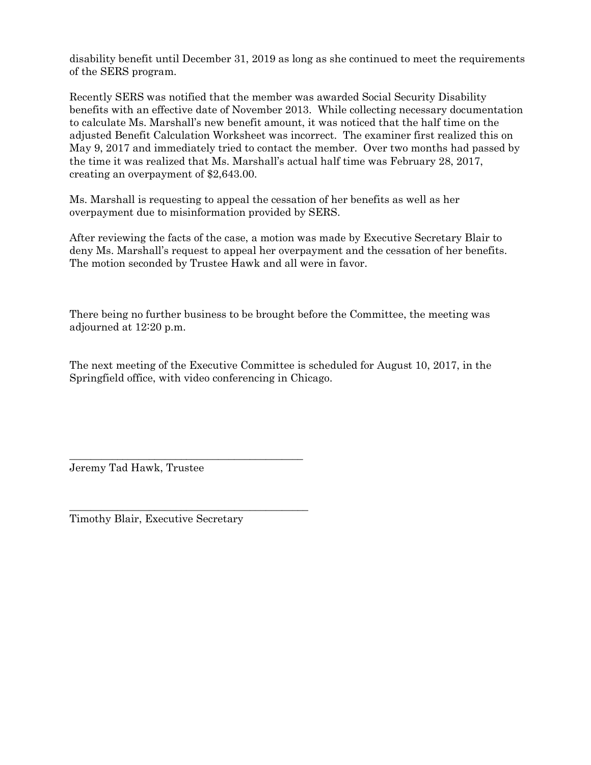disability benefit until December 31, 2019 as long as she continued to meet the requirements of the SERS program.

Recently SERS was notified that the member was awarded Social Security Disability benefits with an effective date of November 2013. While collecting necessary documentation to calculate Ms. Marshall's new benefit amount, it was noticed that the half time on the adjusted Benefit Calculation Worksheet was incorrect. The examiner first realized this on May 9, 2017 and immediately tried to contact the member. Over two months had passed by the time it was realized that Ms. Marshall's actual half time was February 28, 2017, creating an overpayment of $2,643.00.

Ms. Marshall is requesting to appeal the cessation of her benefits as well as her overpayment due to misinformation provided by SERS.

After reviewing the facts of the case, a motion was made by Executive Secretary Blair to deny Ms. Marshall's request to appeal her overpayment and the cessation of her benefits. The motion seconded by Trustee Hawk and all were in favor.

There being no further business to be brought before the Committee, the meeting was adjourned at 12:20 p.m.

The next meeting of the Executive Committee is scheduled for August 10, 2017, in the Springfield office, with video conferencing in Chicago.

\_\_\_\_\_\_\_\_\_\_\_\_\_\_\_\_\_\_\_\_\_\_\_\_\_\_\_\_\_\_\_\_\_\_\_\_\_\_\_\_\_\_

Jeremy Tad Hawk, Trustee

\_\_\_\_\_\_\_\_\_\_\_\_\_\_\_\_\_\_\_\_\_\_\_\_\_\_\_\_\_\_\_\_\_\_\_\_\_\_\_\_\_\_

Timothy Blair, Executive Secretary